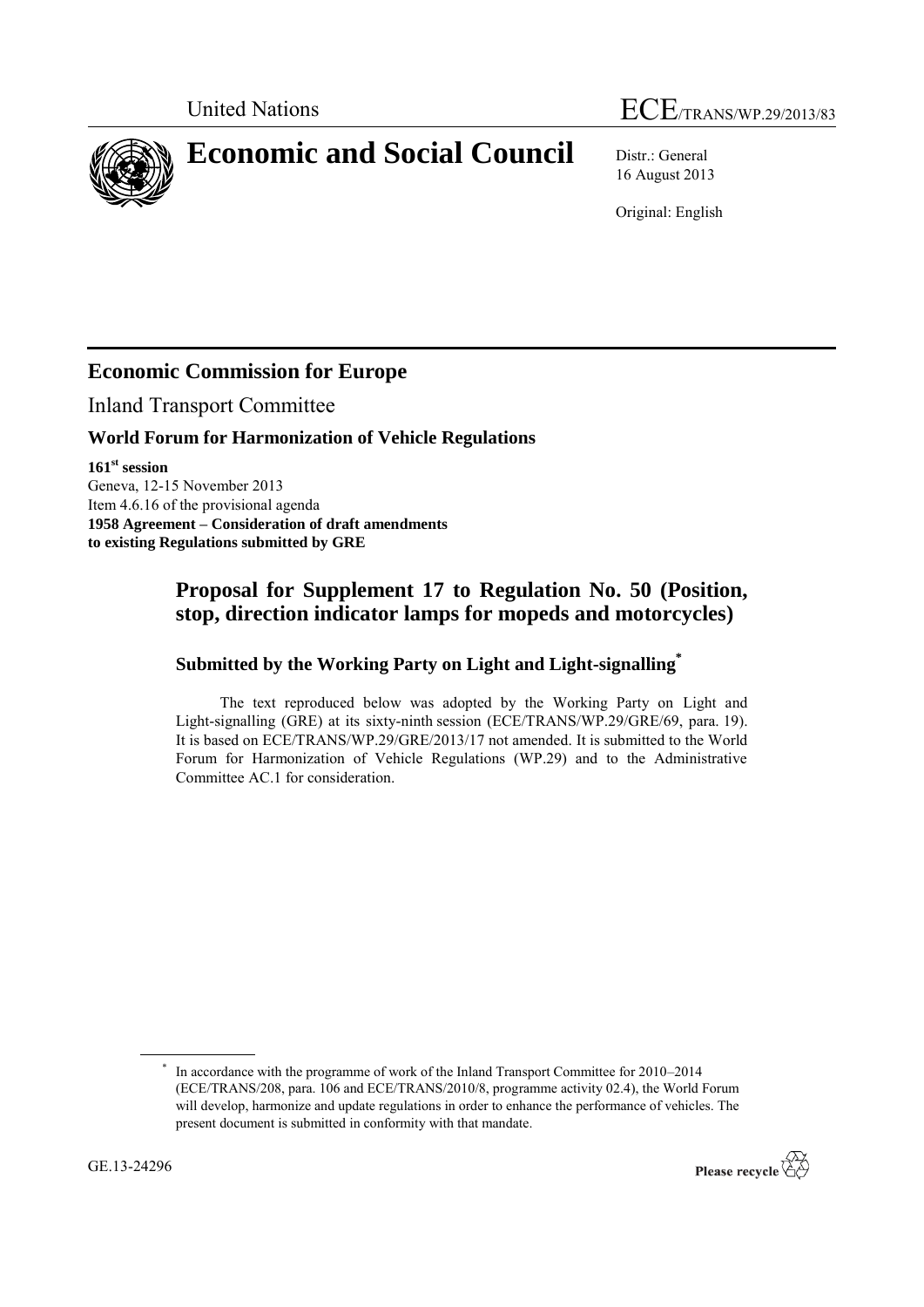United Nations — ECE/TRANS/WP.29/2013/83

# Economic and Social Council

Distr.: General
16 August 2013

Original: English

## Economic Commission for Europe

Inland Transport Committee

### World Forum for Harmonization of Vehicle Regulations

**161st session**
Geneva, 12-15 November 2013
Item 4.6.16 of the provisional agenda
**1958 Agreement – Consideration of draft amendments to existing Regulations submitted by GRE**

## Proposal for Supplement 17 to Regulation No. 50 (Position, stop, direction indicator lamps for mopeds and motorcycles)

### Submitted by the Working Party on Light and Light-signalling*

The text reproduced below was adopted by the Working Party on Light and Light-signalling (GRE) at its sixty-ninth session (ECE/TRANS/WP.29/GRE/69, para. 19). It is based on ECE/TRANS/WP.29/GRE/2013/17 not amended. It is submitted to the World Forum for Harmonization of Vehicle Regulations (WP.29) and to the Administrative Committee AC.1 for consideration.

---

* In accordance with the programme of work of the Inland Transport Committee for 2010–2014 (ECE/TRANS/208, para. 106 and ECE/TRANS/2010/8, programme activity 02.4), the World Forum will develop, harmonize and update regulations in order to enhance the performance of vehicles. The present document is submitted in conformity with that mandate.

GE.13-24296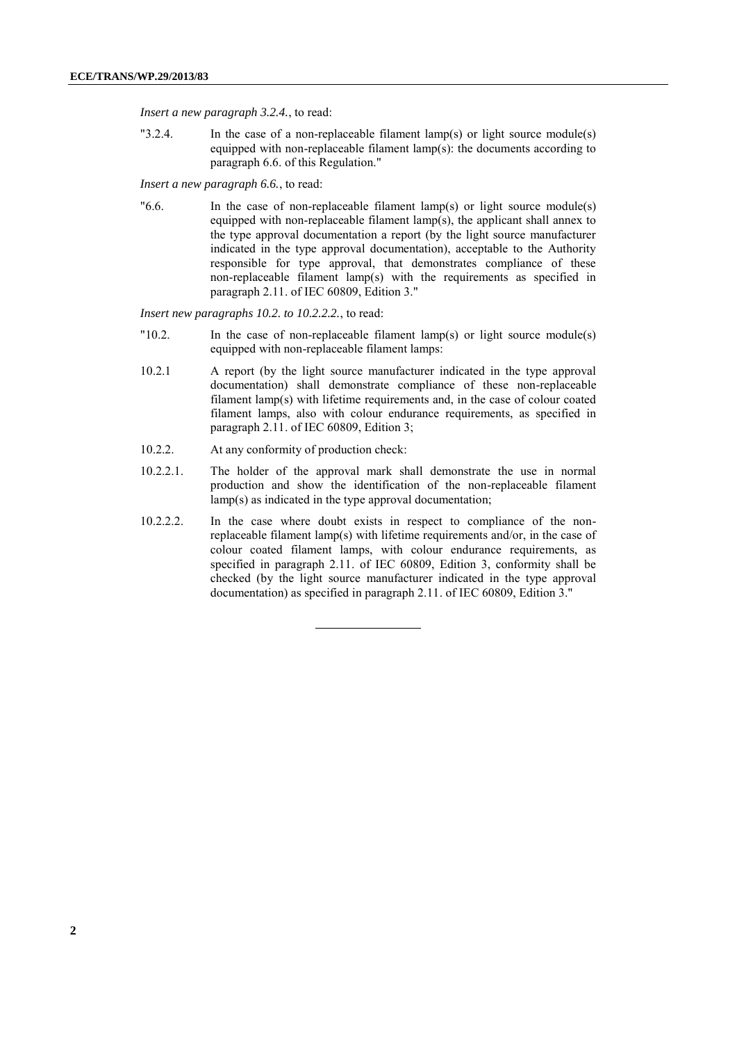*Insert a new paragraph 3.2.4.*, to read:

"3.2.4. In the case of a non-replaceable filament lamp(s) or light source module(s) equipped with non-replaceable filament lamp(s): the documents according to paragraph 6.6. of this Regulation."

*Insert a new paragraph 6.6.*, to read:

"6.6. In the case of non-replaceable filament lamp(s) or light source module(s) equipped with non-replaceable filament lamp(s), the applicant shall annex to the type approval documentation a report (by the light source manufacturer indicated in the type approval documentation), acceptable to the Authority responsible for type approval, that demonstrates compliance of these non-replaceable filament lamp(s) with the requirements as specified in paragraph 2.11. of IEC 60809, Edition 3."

*Insert new paragraphs 10.2. to 10.2.2.2.*, to read:

"10.2. In the case of non-replaceable filament lamp(s) or light source module(s) equipped with non-replaceable filament lamps:

10.2.1 A report (by the light source manufacturer indicated in the type approval documentation) shall demonstrate compliance of these non-replaceable filament lamp(s) with lifetime requirements and, in the case of colour coated filament lamps, also with colour endurance requirements, as specified in paragraph 2.11. of IEC 60809, Edition 3;

10.2.2. At any conformity of production check:

10.2.2.1. The holder of the approval mark shall demonstrate the use in normal production and show the identification of the non-replaceable filament lamp(s) as indicated in the type approval documentation;

10.2.2.2. In the case where doubt exists in respect to compliance of the non-replaceable filament lamp(s) with lifetime requirements and/or, in the case of colour coated filament lamps, with colour endurance requirements, as specified in paragraph 2.11. of IEC 60809, Edition 3, conformity shall be checked (by the light source manufacturer indicated in the type approval documentation) as specified in paragraph 2.11. of IEC 60809, Edition 3."